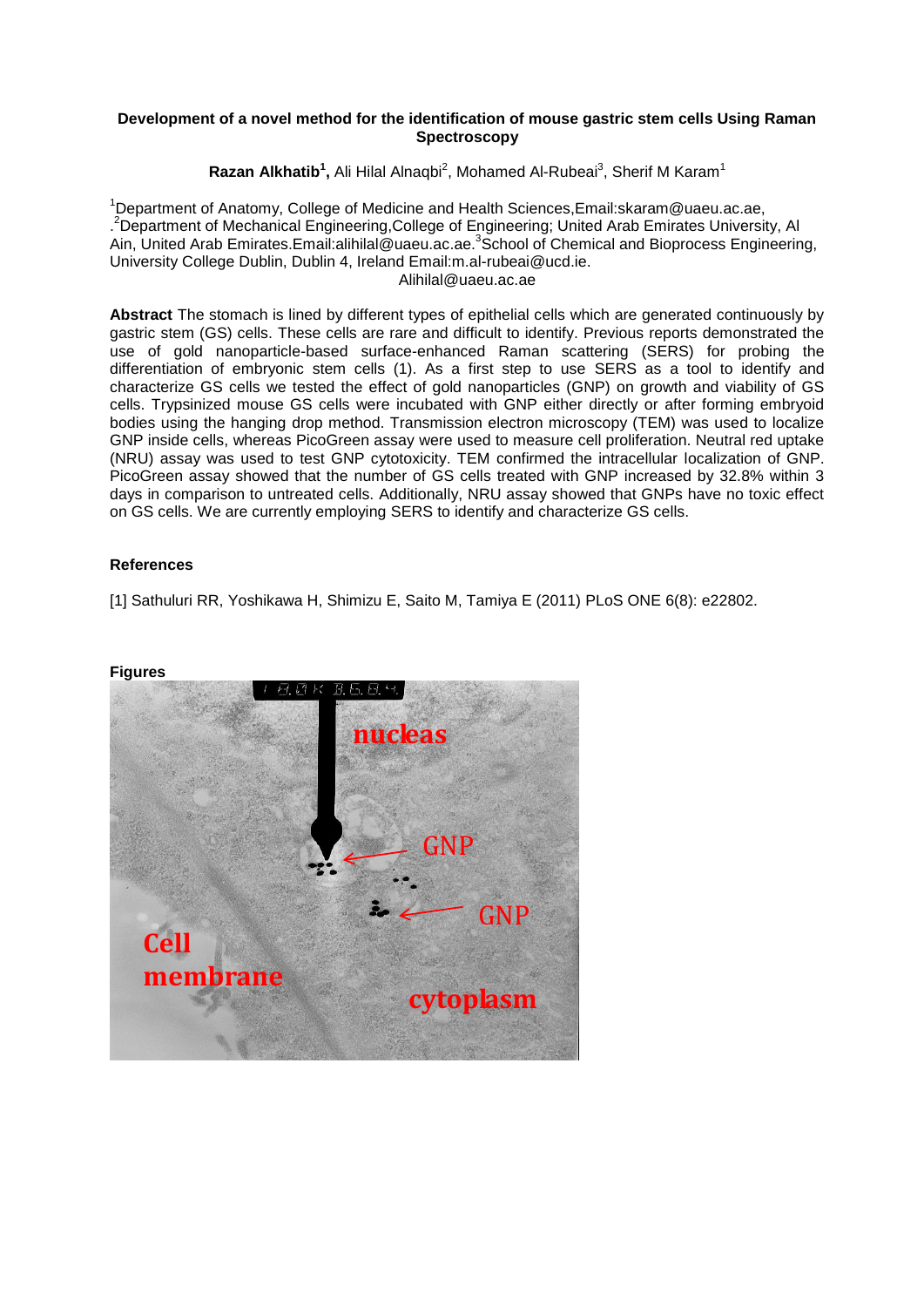**Development of a novel method for the identification of mouse gastric stem cells Using Raman Spectroscopy**

**Razan Alkhatib[1],** Ali Hilal Alnaqbi[2], Mohamed Al-Rubeai[3], Sherif M Karam[1]

[1]Department of Anatomy, College of Medicine and Health Sciences,Email:skaram@uaeu.ac.ae, .[2]Department of Mechanical Engineering,College of Engineering; United Arab Emirates University, Al Ain, United Arab Emirates.Email:alihilal@uaeu.ac.ae.[3]School of Chemical and Bioprocess Engineering, University College Dublin, Dublin 4, Ireland Email:m.al-rubeai@ucd.ie.
Alihilal@uaeu.ac.ae

**Abstract** The stomach is lined by different types of epithelial cells which are generated continuously by gastric stem (GS) cells. These cells are rare and difficult to identify. Previous reports demonstrated the use of gold nanoparticle-based surface-enhanced Raman scattering (SERS) for probing the differentiation of embryonic stem cells (1). As a first step to use SERS as a tool to identify and characterize GS cells we tested the effect of gold nanoparticles (GNP) on growth and viability of GS cells. Trypsinized mouse GS cells were incubated with GNP either directly or after forming embryoid bodies using the hanging drop method. Transmission electron microscopy (TEM) was used to localize GNP inside cells, whereas PicoGreen assay were used to measure cell proliferation. Neutral red uptake (NRU) assay was used to test GNP cytotoxicity. TEM confirmed the intracellular localization of GNP. PicoGreen assay showed that the number of GS cells treated with GNP increased by 32.8% within 3 days in comparison to untreated cells. Additionally, NRU assay showed that GNPs have no toxic effect on GS cells. We are currently employing SERS to identify and characterize GS cells.

**References**

[1] Sathuluri RR, Yoshikawa H, Shimizu E, Saito M, Tamiya E (2011) PLoS ONE 6(8): e22802.

**Figures**

nucleas
GNP
GNP
Cell membrane
cytoplasm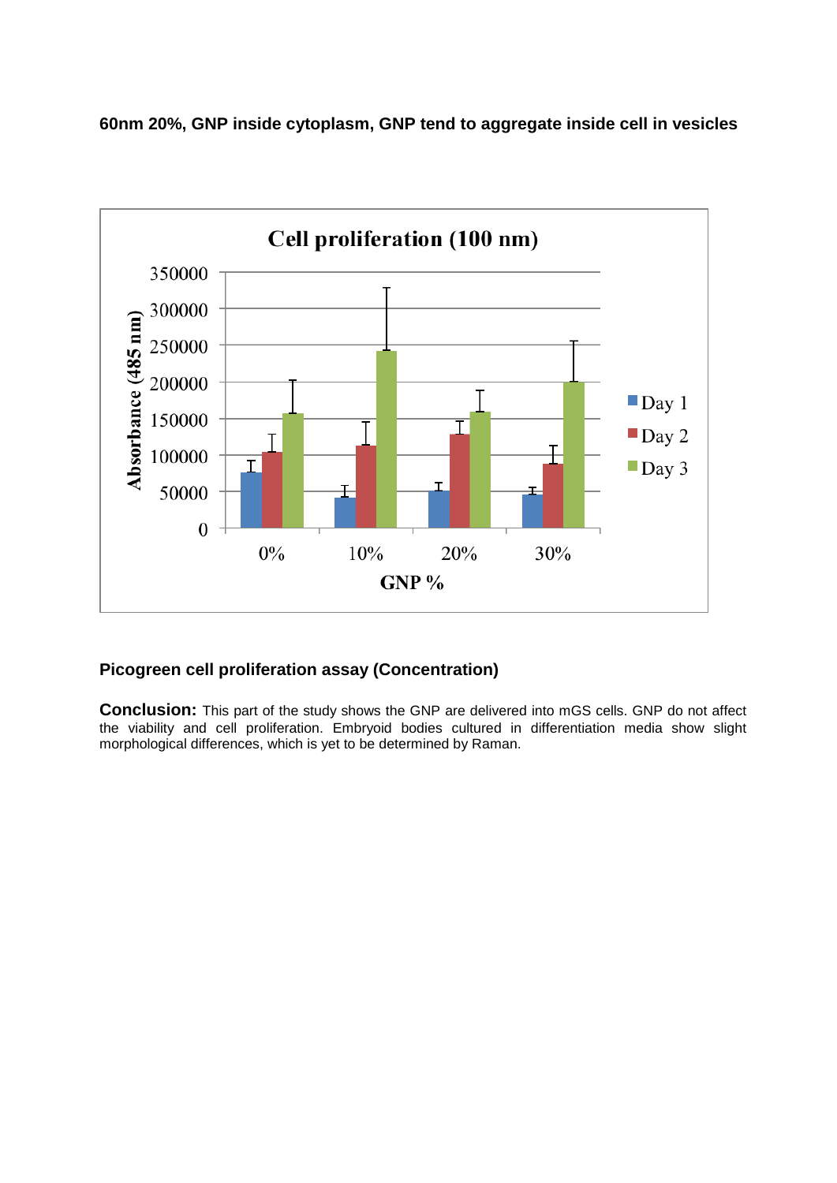**60nm 20%, GNP inside cytoplasm, GNP tend to aggregate inside cell in vesicles**

Cell proliferation (100 nm)

Absorbance (485 nm)

350000
300000
250000
200000
150000
100000
50000
0

0%
10%
20%
30%

GNP %

Day 1
Day 2
Day 3

**Picogreen cell proliferation assay (Concentration)**

**Conclusion:** This part of the study shows the GNP are delivered into mGS cells. GNP do not affect the viability and cell proliferation. Embryoid bodies cultured in differentiation media show slight morphological differences, which is yet to be determined by Raman.